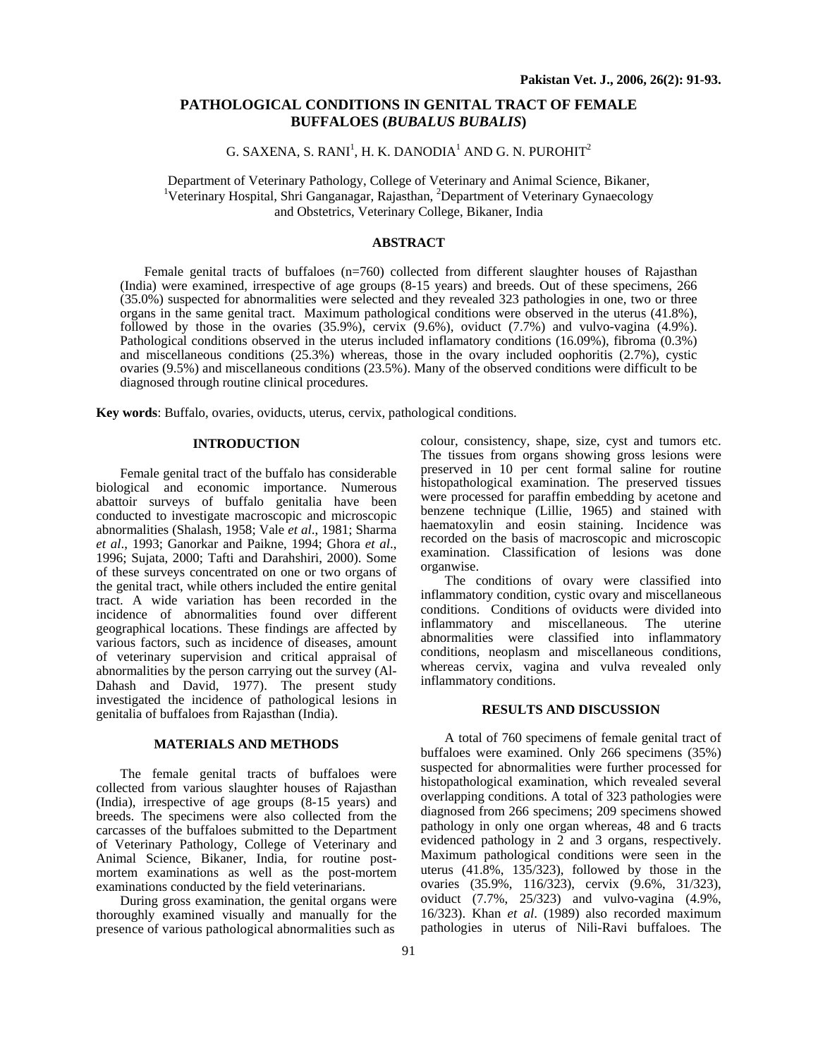# PATHOLOGICAL CONDITIONS IN GENITAL TRACT OF FEMALE BUFFALOES (*BUBALUS BUBALIS*)

G. SAXENA, S. RANI[1], H. K. DANODIA[1] AND G. N. PUROHIT[2]

Department of Veterinary Pathology, College of Veterinary and Animal Science, Bikaner, [1]Veterinary Hospital, Shri Ganganagar, Rajasthan, [2]Department of Veterinary Gynaecology and Obstetrics, Veterinary College, Bikaner, India

## ABSTRACT

Female genital tracts of buffaloes (n=760) collected from different slaughter houses of Rajasthan (India) were examined, irrespective of age groups (8-15 years) and breeds. Out of these specimens, 266 (35.0%) suspected for abnormalities were selected and they revealed 323 pathologies in one, two or three organs in the same genital tract. Maximum pathological conditions were observed in the uterus (41.8%), followed by those in the ovaries (35.9%), cervix (9.6%), oviduct (7.7%) and vulvo-vagina (4.9%). Pathological conditions observed in the uterus included inflamatory conditions (16.09%), fibroma (0.3%) and miscellaneous conditions (25.3%) whereas, those in the ovary included oophoritis (2.7%), cystic ovaries (9.5%) and miscellaneous conditions (23.5%). Many of the observed conditions were difficult to be diagnosed through routine clinical procedures.

**Key words**: Buffalo, ovaries, oviducts, uterus, cervix, pathological conditions.

## INTRODUCTION

Female genital tract of the buffalo has considerable biological and economic importance. Numerous abattoir surveys of buffalo genitalia have been conducted to investigate macroscopic and microscopic abnormalities (Shalash, 1958; Vale *et al*., 1981; Sharma *et al*., 1993; Ganorkar and Paikne, 1994; Ghora *et al*., 1996; Sujata, 2000; Tafti and Darahshiri, 2000). Some of these surveys concentrated on one or two organs of the genital tract, while others included the entire genital tract. A wide variation has been recorded in the incidence of abnormalities found over different geographical locations. These findings are affected by various factors, such as incidence of diseases, amount of veterinary supervision and critical appraisal of abnormalities by the person carrying out the survey (Al-Dahash and David, 1977). The present study investigated the incidence of pathological lesions in genitalia of buffaloes from Rajasthan (India).

## MATERIALS AND METHODS

The female genital tracts of buffaloes were collected from various slaughter houses of Rajasthan (India), irrespective of age groups (8-15 years) and breeds. The specimens were also collected from the carcasses of the buffaloes submitted to the Department of Veterinary Pathology, College of Veterinary and Animal Science, Bikaner, India, for routine post-mortem examinations as well as the post-mortem examinations conducted by the field veterinarians.

During gross examination, the genital organs were thoroughly examined visually and manually for the presence of various pathological abnormalities such as colour, consistency, shape, size, cyst and tumors etc. The tissues from organs showing gross lesions were preserved in 10 per cent formal saline for routine histopathological examination. The preserved tissues were processed for paraffin embedding by acetone and benzene technique (Lillie, 1965) and stained with haematoxylin and eosin staining. Incidence was recorded on the basis of macroscopic and microscopic examination. Classification of lesions was done organwise.

The conditions of ovary were classified into inflammatory condition, cystic ovary and miscellaneous conditions. Conditions of oviducts were divided into inflammatory and miscellaneous. The uterine abnormalities were classified into inflammatory conditions, neoplasm and miscellaneous conditions, whereas cervix, vagina and vulva revealed only inflammatory conditions.

## RESULTS AND DISCUSSION

A total of 760 specimens of female genital tract of buffaloes were examined. Only 266 specimens (35%) suspected for abnormalities were further processed for histopathological examination, which revealed several overlapping conditions. A total of 323 pathologies were diagnosed from 266 specimens; 209 specimens showed pathology in only one organ whereas, 48 and 6 tracts evidenced pathology in 2 and 3 organs, respectively. Maximum pathological conditions were seen in the uterus (41.8%, 135/323), followed by those in the ovaries (35.9%, 116/323), cervix (9.6%, 31/323), oviduct (7.7%, 25/323) and vulvo-vagina (4.9%, 16/323). Khan *et al*. (1989) also recorded maximum pathologies in uterus of Nili-Ravi buffaloes. The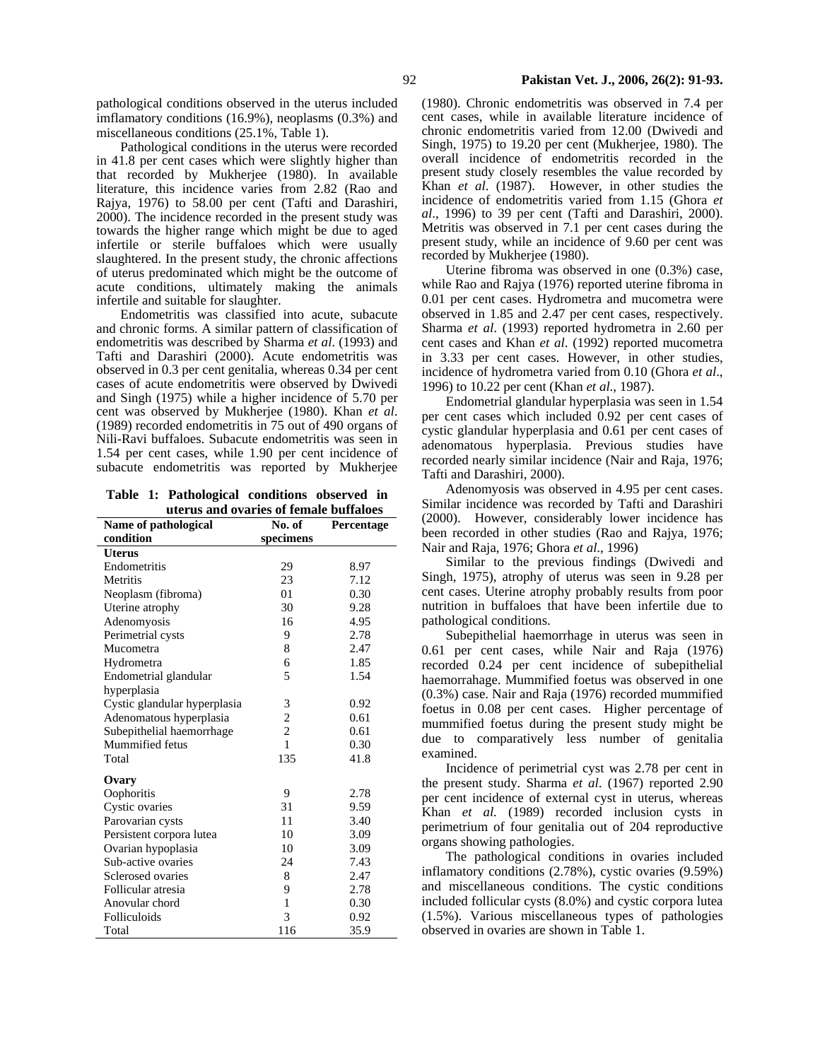pathological conditions observed in the uterus included imflamatory conditions (16.9%), neoplasms (0.3%) and miscellaneous conditions (25.1%, Table 1).

Pathological conditions in the uterus were recorded in 41.8 per cent cases which were slightly higher than that recorded by Mukherjee (1980). In available literature, this incidence varies from 2.82 (Rao and Rajya, 1976) to 58.00 per cent (Tafti and Darashiri, 2000). The incidence recorded in the present study was towards the higher range which might be due to aged infertile or sterile buffaloes which were usually slaughtered. In the present study, the chronic affections of uterus predominated which might be the outcome of acute conditions, ultimately making the animals infertile and suitable for slaughter.

Endometritis was classified into acute, subacute and chronic forms. A similar pattern of classification of endometritis was described by Sharma *et al*. (1993) and Tafti and Darashiri (2000). Acute endometritis was observed in 0.3 per cent genitalia, whereas 0.34 per cent cases of acute endometritis were observed by Dwivedi and Singh (1975) while a higher incidence of 5.70 per cent was observed by Mukherjee (1980). Khan *et al*. (1989) recorded endometritis in 75 out of 490 organs of Nili-Ravi buffaloes. Subacute endometritis was seen in 1.54 per cent cases, while 1.90 per cent incidence of subacute endometritis was reported by Mukherjee (1980). Chronic endometritis was observed in 7.4 per cent cases, while in available literature incidence of chronic endometritis varied from 12.00 (Dwivedi and Singh, 1975) to 19.20 per cent (Mukherjee, 1980). The overall incidence of endometritis recorded in the present study closely resembles the value recorded by Khan *et al*. (1987). However, in other studies the incidence of endometritis varied from 1.15 (Ghora *et al*., 1996) to 39 per cent (Tafti and Darashiri, 2000). Metritis was observed in 7.1 per cent cases during the present study, while an incidence of 9.60 per cent was recorded by Mukherjee (1980).

**Table 1: Pathological conditions observed in uterus and ovaries of female buffaloes**

| Name of pathological condition | No. of specimens | Percentage |
|---|---|---|
| **Uterus** | | |
| Endometritis | 29 | 8.97 |
| Metritis | 23 | 7.12 |
| Neoplasm (fibroma) | 01 | 0.30 |
| Uterine atrophy | 30 | 9.28 |
| Adenomyosis | 16 | 4.95 |
| Perimetrial cysts | 9 | 2.78 |
| Mucometra | 8 | 2.47 |
| Hydrometra | 6 | 1.85 |
| Endometrial glandular hyperplasia | 5 | 1.54 |
| Cystic glandular hyperplasia | 3 | 0.92 |
| Adenomatous hyperplasia | 2 | 0.61 |
| Subepithelial haemorrhage | 2 | 0.61 |
| Mummified fetus | 1 | 0.30 |
| Total | 135 | 41.8 |
| **Ovary** | | |
| Oophoritis | 9 | 2.78 |
| Cystic ovaries | 31 | 9.59 |
| Parovarian cysts | 11 | 3.40 |
| Persistent corpora lutea | 10 | 3.09 |
| Ovarian hypoplasia | 10 | 3.09 |
| Sub-active ovaries | 24 | 7.43 |
| Sclerosed ovaries | 8 | 2.47 |
| Follicular atresia | 9 | 2.78 |
| Anovular chord | 1 | 0.30 |
| Folliculoids | 3 | 0.92 |
| Total | 116 | 35.9 |

Uterine fibroma was observed in one (0.3%) case, while Rao and Rajya (1976) reported uterine fibroma in 0.01 per cent cases. Hydrometra and mucometra were observed in 1.85 and 2.47 per cent cases, respectively. Sharma *et al*. (1993) reported hydrometra in 2.60 per cent cases and Khan *et al*. (1992) reported mucometra in 3.33 per cent cases. However, in other studies, incidence of hydrometra varied from 0.10 (Ghora *et al*., 1996) to 10.22 per cent (Khan *et al*., 1987).

Endometrial glandular hyperplasia was seen in 1.54 per cent cases which included 0.92 per cent cases of cystic glandular hyperplasia and 0.61 per cent cases of adenomatous hyperplasia. Previous studies have recorded nearly similar incidence (Nair and Raja, 1976; Tafti and Darashiri, 2000).

Adenomyosis was observed in 4.95 per cent cases. Similar incidence was recorded by Tafti and Darashiri (2000). However, considerably lower incidence has been recorded in other studies (Rao and Rajya, 1976; Nair and Raja, 1976; Ghora *et al*., 1996)

Similar to the previous findings (Dwivedi and Singh, 1975), atrophy of uterus was seen in 9.28 per cent cases. Uterine atrophy probably results from poor nutrition in buffaloes that have been infertile due to pathological conditions.

Subepithelial haemorrhage in uterus was seen in 0.61 per cent cases, while Nair and Raja (1976) recorded 0.24 per cent incidence of subepithelial haemorrahage. Mummified foetus was observed in one (0.3%) case. Nair and Raja (1976) recorded mummified foetus in 0.08 per cent cases. Higher percentage of mummified foetus during the present study might be due to comparatively less number of genitalia examined.

Incidence of perimetrial cyst was 2.78 per cent in the present study. Sharma *et al*. (1967) reported 2.90 per cent incidence of external cyst in uterus, whereas Khan *et al.* (1989) recorded inclusion cysts in perimetrium of four genitalia out of 204 reproductive organs showing pathologies.

The pathological conditions in ovaries included inflamatory conditions (2.78%), cystic ovaries (9.59%) and miscellaneous conditions. The cystic conditions included follicular cysts (8.0%) and cystic corpora lutea (1.5%). Various miscellaneous types of pathologies observed in ovaries are shown in Table 1.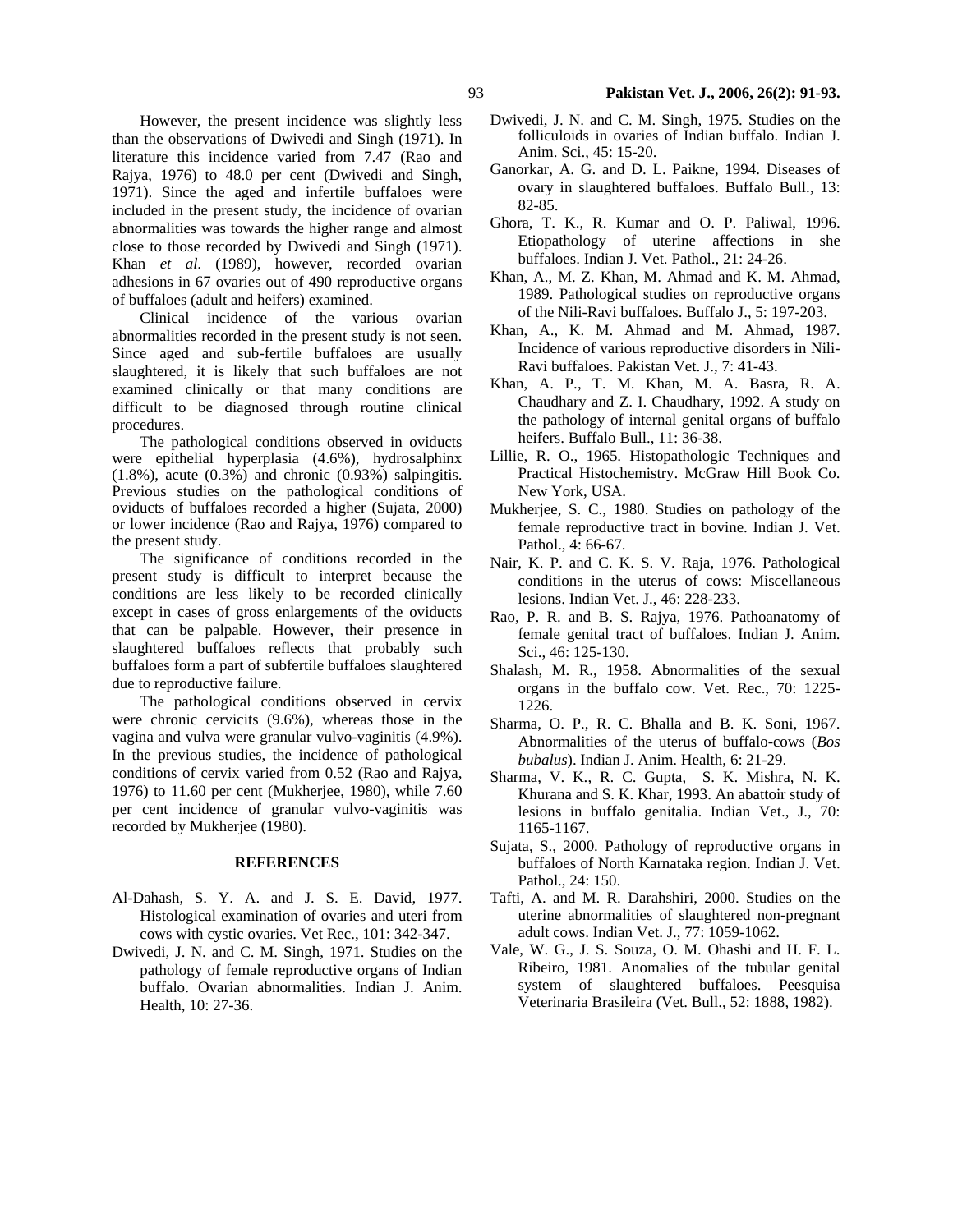However, the present incidence was slightly less than the observations of Dwivedi and Singh (1971). In literature this incidence varied from 7.47 (Rao and Rajya, 1976) to 48.0 per cent (Dwivedi and Singh, 1971). Since the aged and infertile buffaloes were included in the present study, the incidence of ovarian abnormalities was towards the higher range and almost close to those recorded by Dwivedi and Singh (1971). Khan *et al.* (1989), however, recorded ovarian adhesions in 67 ovaries out of 490 reproductive organs of buffaloes (adult and heifers) examined.

Clinical incidence of the various ovarian abnormalities recorded in the present study is not seen. Since aged and sub-fertile buffaloes are usually slaughtered, it is likely that such buffaloes are not examined clinically or that many conditions are difficult to be diagnosed through routine clinical procedures.

The pathological conditions observed in oviducts were epithelial hyperplasia (4.6%), hydrosalphinx (1.8%), acute (0.3%) and chronic (0.93%) salpingitis. Previous studies on the pathological conditions of oviducts of buffaloes recorded a higher (Sujata, 2000) or lower incidence (Rao and Rajya, 1976) compared to the present study.

The significance of conditions recorded in the present study is difficult to interpret because the conditions are less likely to be recorded clinically except in cases of gross enlargements of the oviducts that can be palpable. However, their presence in slaughtered buffaloes reflects that probably such buffaloes form a part of subfertile buffaloes slaughtered due to reproductive failure.

The pathological conditions observed in cervix were chronic cervicits (9.6%), whereas those in the vagina and vulva were granular vulvo-vaginitis (4.9%). In the previous studies, the incidence of pathological conditions of cervix varied from 0.52 (Rao and Rajya, 1976) to 11.60 per cent (Mukherjee, 1980), while 7.60 per cent incidence of granular vulvo-vaginitis was recorded by Mukherjee (1980).

## REFERENCES

Al-Dahash, S. Y. A. and J. S. E. David, 1977. Histological examination of ovaries and uteri from cows with cystic ovaries. Vet Rec., 101: 342-347.

Dwivedi, J. N. and C. M. Singh, 1971. Studies on the pathology of female reproductive organs of Indian buffalo. Ovarian abnormalities. Indian J. Anim. Health, 10: 27-36.

Dwivedi, J. N. and C. M. Singh, 1975. Studies on the folliculoids in ovaries of Indian buffalo. Indian J. Anim. Sci., 45: 15-20.

Ganorkar, A. G. and D. L. Paikne, 1994. Diseases of ovary in slaughtered buffaloes. Buffalo Bull., 13: 82-85.

Ghora, T. K., R. Kumar and O. P. Paliwal, 1996. Etiopathology of uterine affections in she buffaloes. Indian J. Vet. Pathol., 21: 24-26.

Khan, A., M. Z. Khan, M. Ahmad and K. M. Ahmad, 1989. Pathological studies on reproductive organs of the Nili-Ravi buffaloes. Buffalo J., 5: 197-203.

Khan, A., K. M. Ahmad and M. Ahmad, 1987. Incidence of various reproductive disorders in Nili-Ravi buffaloes. Pakistan Vet. J., 7: 41-43.

Khan, A. P., T. M. Khan, M. A. Basra, R. A. Chaudhary and Z. I. Chaudhary, 1992. A study on the pathology of internal genital organs of buffalo heifers. Buffalo Bull., 11: 36-38.

Lillie, R. O., 1965. Histopathologic Techniques and Practical Histochemistry. McGraw Hill Book Co. New York, USA.

Mukherjee, S. C., 1980. Studies on pathology of the female reproductive tract in bovine. Indian J. Vet. Pathol., 4: 66-67.

Nair, K. P. and C. K. S. V. Raja, 1976. Pathological conditions in the uterus of cows: Miscellaneous lesions. Indian Vet. J., 46: 228-233.

Rao, P. R. and B. S. Rajya, 1976. Pathoanatomy of female genital tract of buffaloes. Indian J. Anim. Sci., 46: 125-130.

Shalash, M. R., 1958. Abnormalities of the sexual organs in the buffalo cow. Vet. Rec., 70: 1225-1226.

Sharma, O. P., R. C. Bhalla and B. K. Soni, 1967. Abnormalities of the uterus of buffalo-cows (*Bos bubalus*). Indian J. Anim. Health, 6: 21-29.

Sharma, V. K., R. C. Gupta, S. K. Mishra, N. K. Khurana and S. K. Khar, 1993. An abattoir study of lesions in buffalo genitalia. Indian Vet., J., 70: 1165-1167.

Sujata, S., 2000. Pathology of reproductive organs in buffaloes of North Karnataka region. Indian J. Vet. Pathol., 24: 150.

Tafti, A. and M. R. Darahshiri, 2000. Studies on the uterine abnormalities of slaughtered non-pregnant adult cows. Indian Vet. J., 77: 1059-1062.

Vale, W. G., J. S. Souza, O. M. Ohashi and H. F. L. Ribeiro, 1981. Anomalies of the tubular genital system of slaughtered buffaloes. Peesquisa Veterinaria Brasileira (Vet. Bull., 52: 1888, 1982).